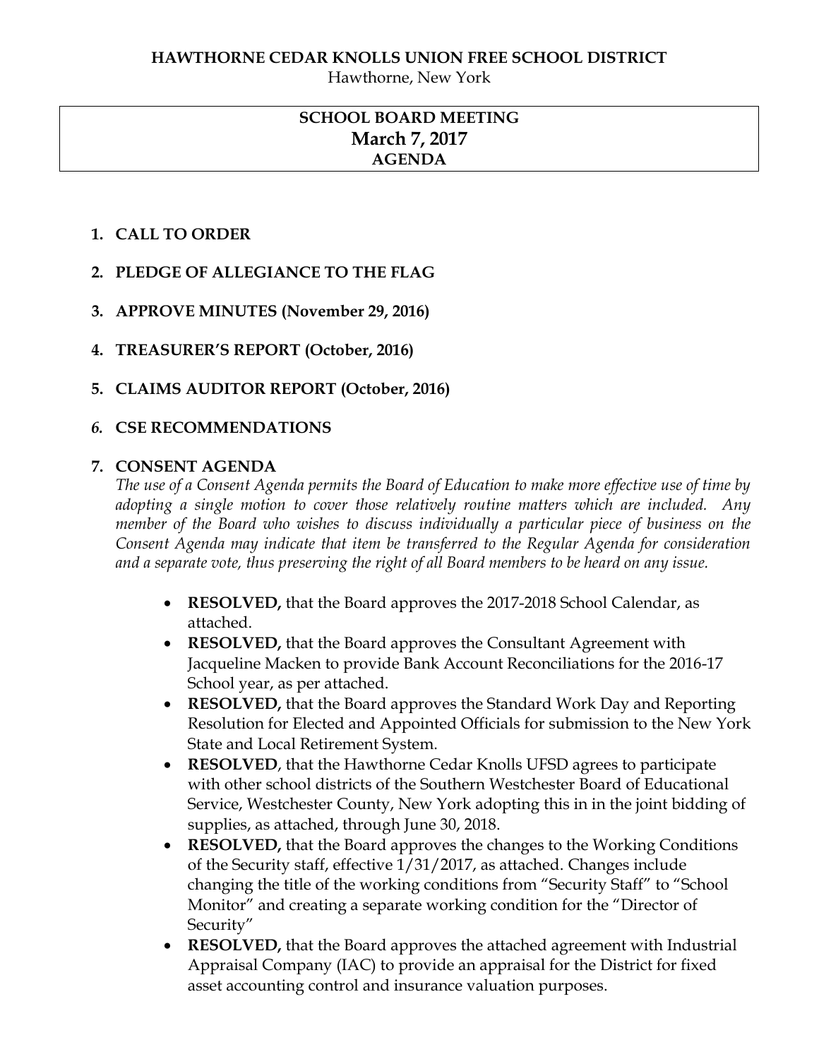**HAWTHORNE CEDAR KNOLLS UNION FREE SCHOOL DISTRICT**

Hawthorne, New York

# SCHOOL BOARD MEETING
## March 7, 2017
## AGENDA

1. **CALL TO ORDER**
2. **PLEDGE OF ALLEGIANCE TO THE FLAG**
3. **APPROVE MINUTES (November 29, 2016)**
4. **TREASURER'S REPORT (October, 2016)**
5. **CLAIMS AUDITOR REPORT (October, 2016)**
6. **CSE RECOMMENDATIONS**
7. **CONSENT AGENDA**

   *The use of a Consent Agenda permits the Board of Education to make more effective use of time by adopting a single motion to cover those relatively routine matters which are included. Any member of the Board who wishes to discuss individually a particular piece of business on the Consent Agenda may indicate that item be transferred to the Regular Agenda for consideration and a separate vote, thus preserving the right of all Board members to be heard on any issue.*

   - **RESOLVED,** that the Board approves the 2017-2018 School Calendar, as attached.
   - **RESOLVED,** that the Board approves the Consultant Agreement with Jacqueline Macken to provide Bank Account Reconciliations for the 2016-17 School year, as per attached.
   - **RESOLVED,** that the Board approves the Standard Work Day and Reporting Resolution for Elected and Appointed Officials for submission to the New York State and Local Retirement System.
   - **RESOLVED**, that the Hawthorne Cedar Knolls UFSD agrees to participate with other school districts of the Southern Westchester Board of Educational Service, Westchester County, New York adopting this in in the joint bidding of supplies, as attached, through June 30, 2018.
   - **RESOLVED,** that the Board approves the changes to the Working Conditions of the Security staff, effective 1/31/2017, as attached. Changes include changing the title of the working conditions from "Security Staff" to "School Monitor" and creating a separate working condition for the "Director of Security"
   - **RESOLVED,** that the Board approves the attached agreement with Industrial Appraisal Company (IAC) to provide an appraisal for the District for fixed asset accounting control and insurance valuation purposes.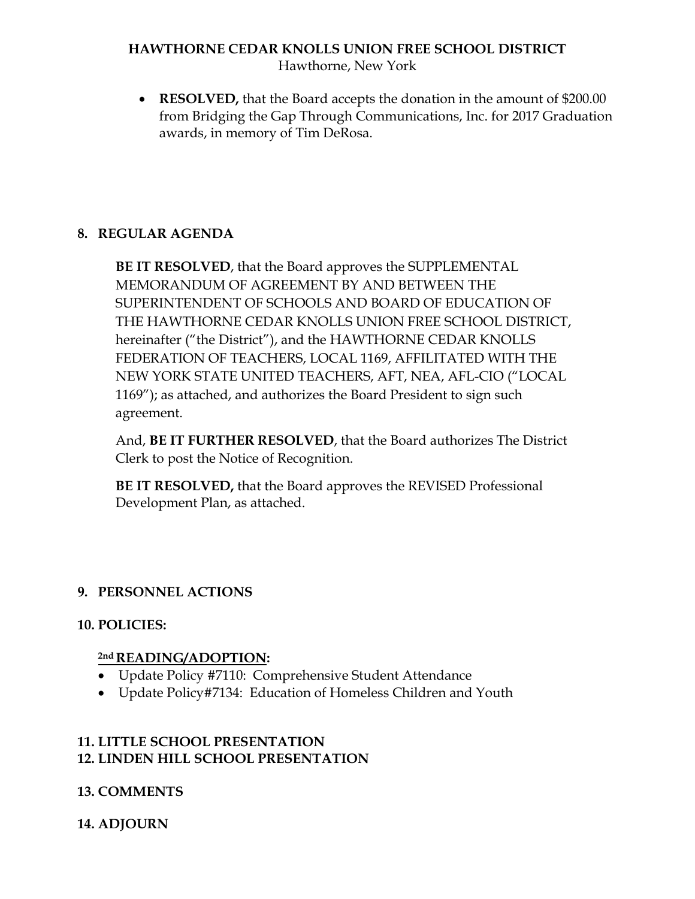- **RESOLVED,** that the Board accepts the donation in the amount of $200.00 from Bridging the Gap Through Communications, Inc. for 2017 Graduation awards, in memory of Tim DeRosa.

## 8. REGULAR AGENDA

**BE IT RESOLVED**, that the Board approves the SUPPLEMENTAL MEMORANDUM OF AGREEMENT BY AND BETWEEN THE SUPERINTENDENT OF SCHOOLS AND BOARD OF EDUCATION OF THE HAWTHORNE CEDAR KNOLLS UNION FREE SCHOOL DISTRICT, hereinafter ("the District"), and the HAWTHORNE CEDAR KNOLLS FEDERATION OF TEACHERS, LOCAL 1169, AFFILITATED WITH THE NEW YORK STATE UNITED TEACHERS, AFT, NEA, AFL-CIO ("LOCAL 1169"); as attached, and authorizes the Board President to sign such agreement.

And, **BE IT FURTHER RESOLVED**, that the Board authorizes The District Clerk to post the Notice of Recognition.

**BE IT RESOLVED,** that the Board approves the REVISED Professional Development Plan, as attached.

## 9. PERSONNEL ACTIONS

## 10. POLICIES:

**2nd READING/ADOPTION:**

- Update Policy #7110: Comprehensive Student Attendance
- Update Policy#7134: Education of Homeless Children and Youth

## 11. LITTLE SCHOOL PRESENTATION

## 12. LINDEN HILL SCHOOL PRESENTATION

## 13. COMMENTS

## 14. ADJOURN